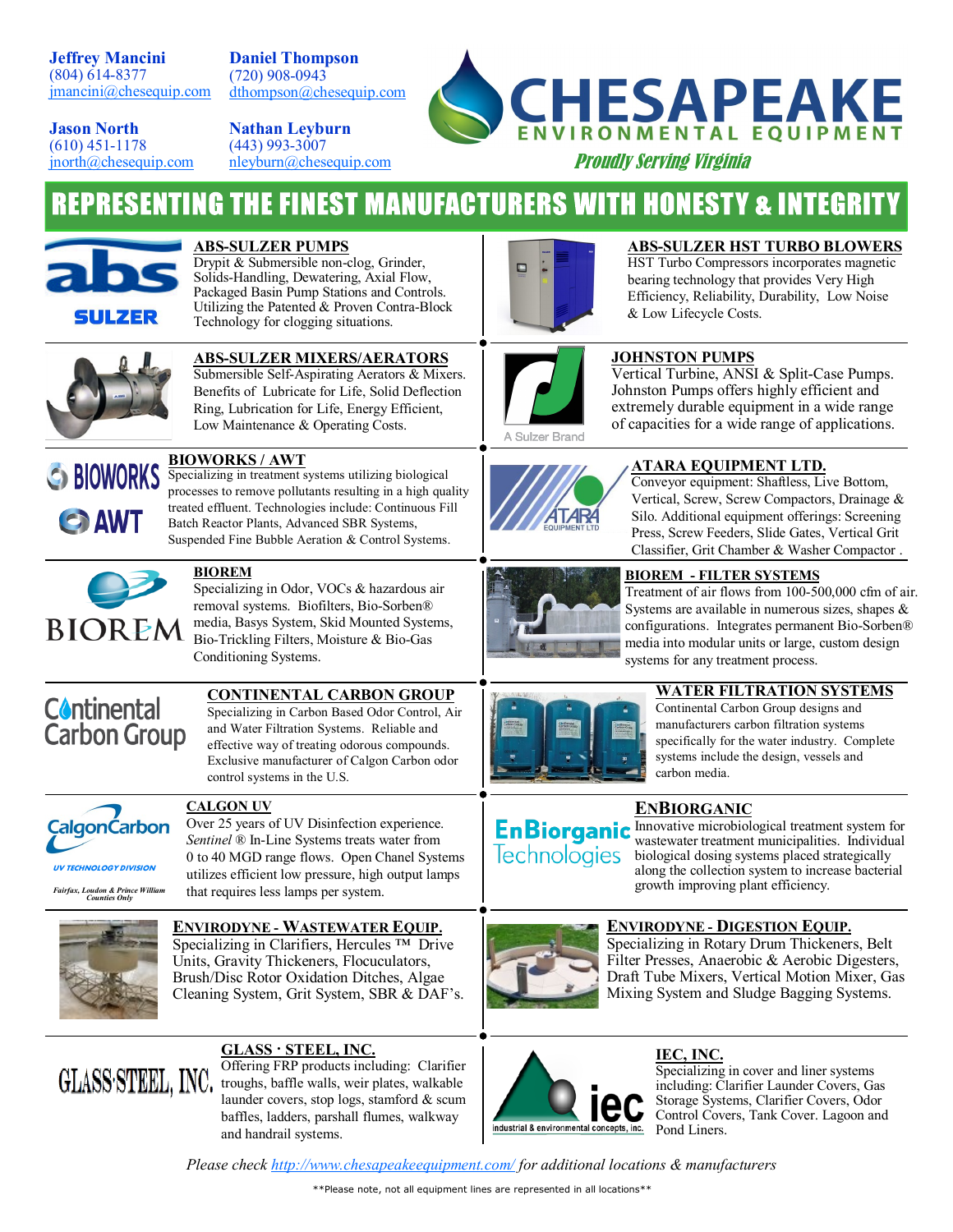**Jeffrey Mancini**
(804) 614-8377
jmancini@chesequip.com

**Daniel Thompson**
(720) 908-0943
dthompson@chesequip.com

**Jason North**
(610) 451-1178
jnorth@chesequip.com

**Nathan Leyburn**
(443) 993-3007
nleyburn@chesequip.com

# CHESAPEAKE ENVIRONMENTAL EQUIPMENT

*Proudly Serving Virginia*

## REPRESENTING THE FINEST MANUFACTURERS WITH HONESTY & INTEGRITY

### ABS-SULZER PUMPS

Drypit & Submersible non-clog, Grinder, Solids-Handling, Dewatering, Axial Flow, Packaged Basin Pump Stations and Controls. Utilizing the Patented & Proven Contra-Block Technology for clogging situations.

### ABS-SULZER HST TURBO BLOWERS

HST Turbo Compressors incorporates magnetic bearing technology that provides Very High Efficiency, Reliability, Durability, Low Noise & Low Lifecycle Costs.

### ABS-SULZER MIXERS/AERATORS

Submersible Self-Aspirating Aerators & Mixers. Benefits of Lubricate for Life, Solid Deflection Ring, Lubrication for Life, Energy Efficient, Low Maintenance & Operating Costs.

### JOHNSTON PUMPS

A Sulzer Brand

Vertical Turbine, ANSI & Split-Case Pumps. Johnston Pumps offers highly efficient and extremely durable equipment in a wide range of capacities for a wide range of applications.

### BIOWORKS / AWT

Specializing in treatment systems utilizing biological processes to remove pollutants resulting in a high quality treated effluent. Technologies include: Continuous Fill Batch Reactor Plants, Advanced SBR Systems, Suspended Fine Bubble Aeration & Control Systems.

### ATARA EQUIPMENT LTD.

Conveyor equipment: Shaftless, Live Bottom, Vertical, Screw, Screw Compactors, Drainage & Silo. Additional equipment offerings: Screening Press, Screw Feeders, Slide Gates, Vertical Grit Classifier, Grit Chamber & Washer Compactor .

### BIOREM

Specializing in Odor, VOCs & hazardous air removal systems. Biofilters, Bio-Sorben® media, Basys System, Skid Mounted Systems, Bio-Trickling Filters, Moisture & Bio-Gas Conditioning Systems.

### BIOREM - FILTER SYSTEMS

Treatment of air flows from 100-500,000 cfm of air. Systems are available in numerous sizes, shapes & configurations. Integrates permanent Bio-Sorben® media into modular units or large, custom design systems for any treatment process.

### CONTINENTAL CARBON GROUP

Specializing in Carbon Based Odor Control, Air and Water Filtration Systems. Reliable and effective way of treating odorous compounds. Exclusive manufacturer of Calgon Carbon odor control systems in the U.S.

### WATER FILTRATION SYSTEMS

Continental Carbon Group designs and manufacturers carbon filtration systems specifically for the water industry. Complete systems include the design, vessels and carbon media.

### CALGON UV

UV TECHNOLOGY DIVISION

*Fairfax, Loudon & Prince William Counties Only*

Over 25 years of UV Disinfection experience. *Sentinel* ® In-Line Systems treats water from 0 to 40 MGD range flows. Open Chanel Systems utilizes efficient low pressure, high output lamps that requires less lamps per system.

### ENBIORGANIC

Innovative microbiological treatment system for wastewater treatment municipalities. Individual biological dosing systems placed strategically along the collection system to increase bacterial growth improving plant efficiency.

### ENVIRODYNE - WASTEWATER EQUIP.

Specializing in Clarifiers, Hercules ™ Drive Units, Gravity Thickeners, Flocuculators, Brush/Disc Rotor Oxidation Ditches, Algae Cleaning System, Grit System, SBR & DAF's.

### ENVIRODYNE - DIGESTION EQUIP.

Specializing in Rotary Drum Thickeners, Belt Filter Presses, Anaerobic & Aerobic Digesters, Draft Tube Mixers, Vertical Motion Mixer, Gas Mixing System and Sludge Bagging Systems.

### GLASS · STEEL, INC.

Offering FRP products including: Clarifier troughs, baffle walls, weir plates, walkable launder covers, stop logs, stamford & scum baffles, ladders, parshall flumes, walkway and handrail systems.

### IEC, INC.

industrial & environmental concepts, inc.

Specializing in cover and liner systems including: Clarifier Launder Covers, Gas Storage Systems, Clarifier Covers, Odor Control Covers, Tank Cover. Lagoon and Pond Liners.

*Please check http://www.chesapeakeequipment.com/ for additional locations & manufacturers*

**Please note, not all equipment lines are represented in all locations**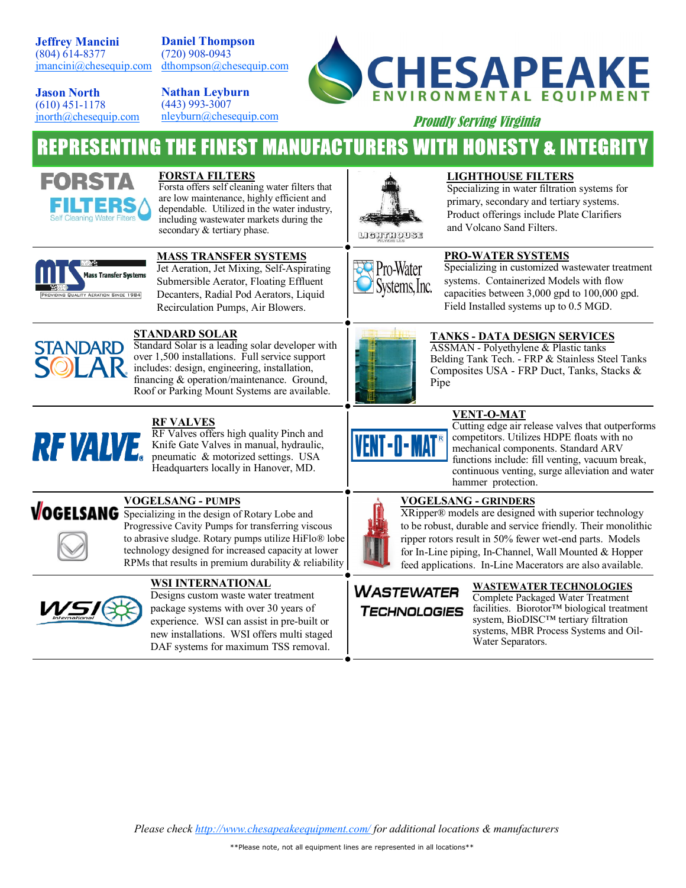**Jeffrey Mancini**
(804) 614-8377
jmancini@chesequip.com

**Daniel Thompson**
(720) 908-0943
dthompson@chesequip.com

**Jason North**
(610) 451-1178
jnorth@chesequip.com

**Nathan Leyburn**
(443) 993-3007
nleyburn@chesequip.com

# CHESAPEAKE ENVIRONMENTAL EQUIPMENT

*Proudly Serving Virginia*

## REPRESENTING THE FINEST MANUFACTURERS WITH HONESTY & INTEGRITY

### FORSTA FILTERS

Forsta offers self cleaning water filters that are low maintenance, highly efficient and dependable. Utilized in the water industry, including wastewater markets during the secondary & tertiary phase.

### LIGHTHOUSE FILTERS

Specializing in water filtration systems for primary, secondary and tertiary systems. Product offerings include Plate Clarifiers and Volcano Sand Filters.

### MASS TRANSFER SYSTEMS

Jet Aeration, Jet Mixing, Self-Aspirating Submersible Aerator, Floating Effluent Decanters, Radial Pod Aerators, Liquid Recirculation Pumps, Air Blowers.

### PRO-WATER SYSTEMS

Specializing in customized wastewater treatment systems. Containerized Models with flow capacities between 3,000 gpd to 100,000 gpd. Field Installed systems up to 0.5 MGD.

### STANDARD SOLAR

Standard Solar is a leading solar developer with over 1,500 installations. Full service support includes: design, engineering, installation, financing & operation/maintenance. Ground, Roof or Parking Mount Systems are available.

### TANKS - DATA DESIGN SERVICES

ASSMAN - Polyethylene & Plastic tanks
Belding Tank Tech. - FRP & Stainless Steel Tanks
Composites USA - FRP Duct, Tanks, Stacks & Pipe

### RF VALVES

RF Valves offers high quality Pinch and Knife Gate Valves in manual, hydraulic, pneumatic & motorized settings. USA Headquarters locally in Hanover, MD.

### VENT-O-MAT

Cutting edge air release valves that outperforms competitors. Utilizes HDPE floats with no mechanical components. Standard ARV functions include: fill venting, vacuum break, continuous venting, surge alleviation and water hammer protection.

### VOGELSANG - PUMPS

Specializing in the design of Rotary Lobe and Progressive Cavity Pumps for transferring viscous to abrasive sludge. Rotary pumps utilize HiFlo® lobe technology designed for increased capacity at lower RPMs that results in premium durability & reliability

### VOGELSANG - GRINDERS

XRipper® models are designed with superior technology to be robust, durable and service friendly. Their monolithic ripper rotors result in 50% fewer wet-end parts. Models for In-Line piping, In-Channel, Wall Mounted & Hopper feed applications. In-Line Macerators are also available.

### WSI INTERNATIONAL

Designs custom waste water treatment package systems with over 30 years of experience. WSI can assist in pre-built or new installations. WSI offers multi staged DAF systems for maximum TSS removal.

### WASTEWATER TECHNOLOGIES

Complete Packaged Water Treatment facilities. Biorotor™ biological treatment system, BioDISC™ tertiary filtration systems, MBR Process Systems and Oil-Water Separators.

*Please check http://www.chesapeakeequipment.com/ for additional locations & manufacturers*

**Please note, not all equipment lines are represented in all locations**